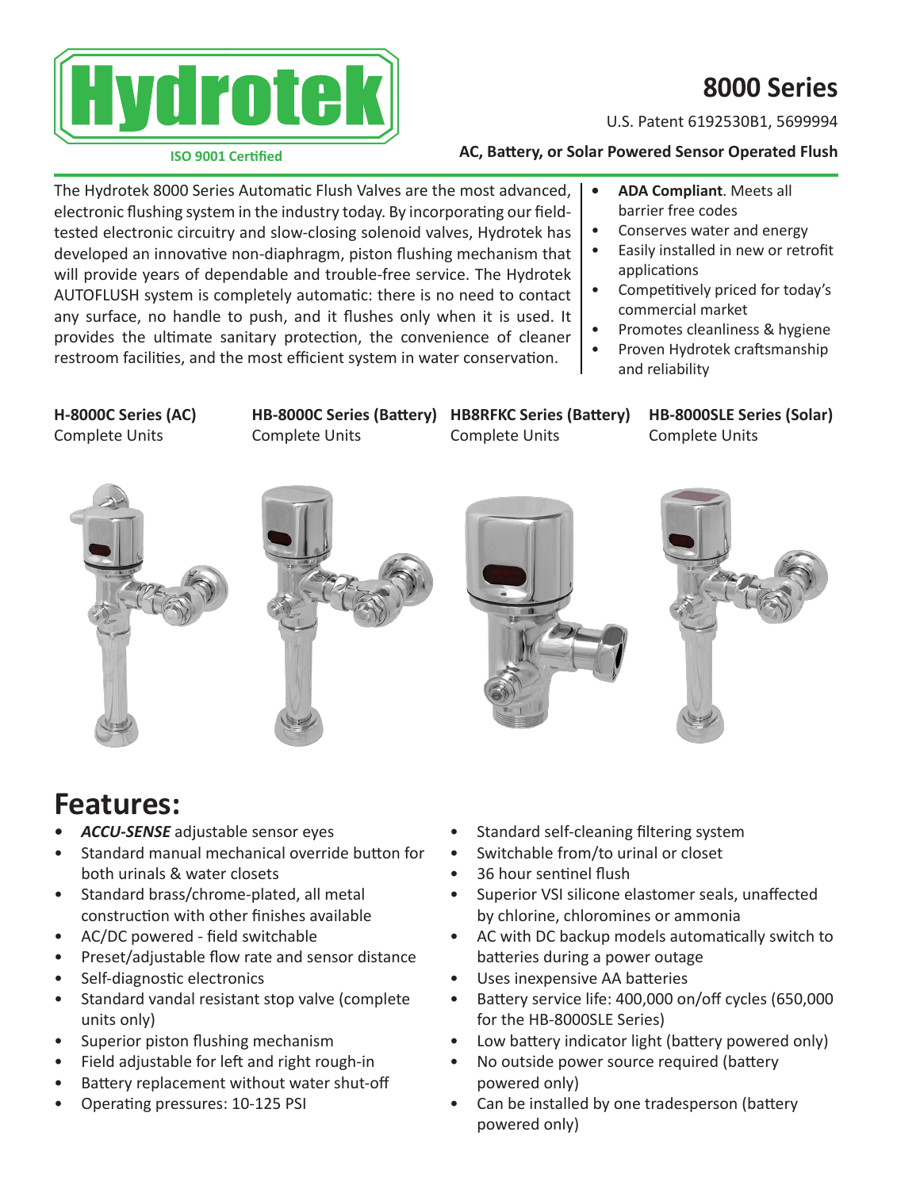# Hydrotek

ISO 9001 Certified

# 8000 Series

U.S. Patent 6192530B1, 5699994

**AC, Battery, or Solar Powered Sensor Operated Flush**

The Hydrotek 8000 Series Automatic Flush Valves are the most advanced, electronic flushing system in the industry today. By incorporating our field-tested electronic circuitry and slow-closing solenoid valves, Hydrotek has developed an innovative non-diaphragm, piston flushing mechanism that will provide years of dependable and trouble-free service. The Hydrotek AUTOFLUSH system is completely automatic: there is no need to contact any surface, no handle to push, and it flushes only when it is used. It provides the ultimate sanitary protection, the convenience of cleaner restroom facilities, and the most efficient system in water conservation.

- **ADA Compliant**. Meets all barrier free codes
- Conserves water and energy
- Easily installed in new or retrofit applications
- Competitively priced for today's commercial market
- Promotes cleanliness & hygiene
- Proven Hydrotek craftsmanship and reliability

**H-8000C Series (AC)**
Complete Units

**HB-8000C Series (Battery)**
Complete Units

**HB8RFKC Series (Battery)**
Complete Units

**HB-8000SLE Series (Solar)**
Complete Units

## Features:

- ***ACCU-SENSE*** adjustable sensor eyes
- Standard manual mechanical override button for both urinals & water closets
- Standard brass/chrome-plated, all metal construction with other finishes available
- AC/DC powered - field switchable
- Preset/adjustable flow rate and sensor distance
- Self-diagnostic electronics
- Standard vandal resistant stop valve (complete units only)
- Superior piston flushing mechanism
- Field adjustable for left and right rough-in
- Battery replacement without water shut-off
- Operating pressures: 10-125 PSI
- Standard self-cleaning filtering system
- Switchable from/to urinal or closet
- 36 hour sentinel flush
- Superior VSI silicone elastomer seals, unaffected by chlorine, chloromines or ammonia
- AC with DC backup models automatically switch to batteries during a power outage
- Uses inexpensive AA batteries
- Battery service life: 400,000 on/off cycles (650,000 for the HB-8000SLE Series)
- Low battery indicator light (battery powered only)
- No outside power source required (battery powered only)
- Can be installed by one tradesperson (battery powered only)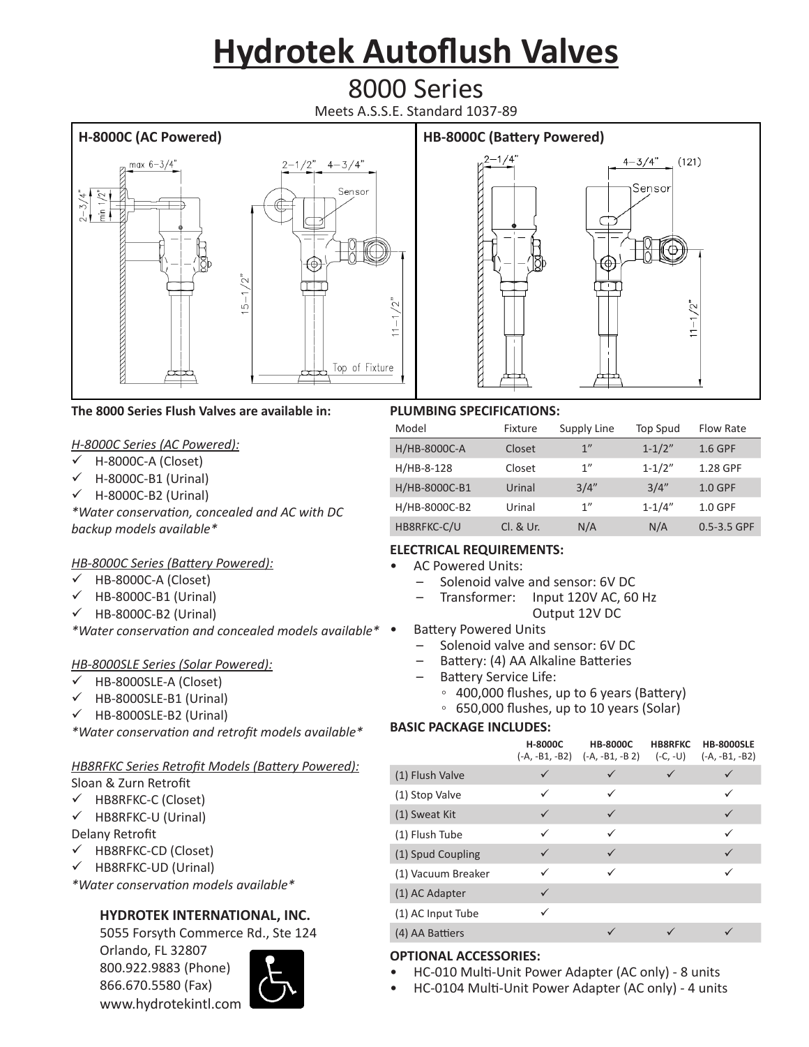#  Hydrotek Autoflush Valves

## 8000 Series

Meets A.S.S.E. Standard 1037-89

**H-8000C (AC Powered)**

max 6-3/4"
2-3/4"
min 1/2"
2-1/2"
4-3/4"
Sensor
15-1/2"
11-1/2"
Top of Fixture

**HB-8000C (Battery Powered)**

2-1/4"
4-3/4" (121)
Sensor
11-1/2"

**The 8000 Series Flush Valves are available in:**

*H-8000C Series (AC Powered):*

- ✓ H-8000C-A (Closet)
- ✓ H-8000C-B1 (Urinal)
- ✓ H-8000C-B2 (Urinal)

*Water conservation, concealed and AC with DC backup models available*

*HB-8000C Series (Battery Powered):*

- ✓ HB-8000C-A (Closet)
- ✓ HB-8000C-B1 (Urinal)
- ✓ HB-8000C-B2 (Urinal)

*Water conservation and concealed models available*

*HB-8000SLE Series (Solar Powered):*

- ✓ HB-8000SLE-A (Closet)
- ✓ HB-8000SLE-B1 (Urinal)
- ✓ HB-8000SLE-B2 (Urinal)

*Water conservation and retrofit models available*

*HB8RFKC Series Retrofit Models (Battery Powered):*

Sloan & Zurn Retrofit

- ✓ HB8RFKC-C (Closet)
- ✓ HB8RFKC-U (Urinal)

Delany Retrofit

- ✓ HB8RFKC-CD (Closet)
- ✓ HB8RFKC-UD (Urinal)

*Water conservation models available*

**HYDROTEK INTERNATIONAL, INC.**

5055 Forsyth Commerce Rd., Ste 124
Orlando, FL 32807
800.922.9883 (Phone)
866.670.5580 (Fax)
www.hydrotekintl.com

**PLUMBING SPECIFICATIONS:**

| Model | Fixture | Supply Line | Top Spud | Flow Rate |
|---|---|---|---|---|
| H/HB-8000C-A | Closet | 1" | 1-1/2" | 1.6 GPF |
| H/HB-8-128 | Closet | 1" | 1-1/2" | 1.28 GPF |
| H/HB-8000C-B1 | Urinal | 3/4" | 3/4" | 1.0 GPF |
| H/HB-8000C-B2 | Urinal | 1" | 1-1/4" | 1.0 GPF |
| HB8RFKC-C/U | Cl. & Ur. | N/A | N/A | 0.5-3.5 GPF |

**ELECTRICAL REQUIREMENTS:**

- AC Powered Units:
  - Solenoid valve and sensor: 6V DC
  - Transformer: Input 120V AC, 60 Hz
    Output 12V DC
- Battery Powered Units
  - Solenoid valve and sensor: 6V DC
  - Battery: (4) AA Alkaline Batteries
  - Battery Service Life:
    - 400,000 flushes, up to 6 years (Battery)
    - 650,000 flushes, up to 10 years (Solar)

**BASIC PACKAGE INCLUDES:**

| | H-8000C (-A, -B1, -B2) | HB-8000C (-A, -B1, -B 2) | HB8RFKC (-C, -U) | HB-8000SLE (-A, -B1, -B2) |
|---|---|---|---|---|
| (1) Flush Valve | ✓ | ✓ | ✓ | ✓ |
| (1) Stop Valve | ✓ | ✓ | | ✓ |
| (1) Sweat Kit | ✓ | ✓ | | ✓ |
| (1) Flush Tube | ✓ | ✓ | | ✓ |
| (1) Spud Coupling | ✓ | ✓ | | ✓ |
| (1) Vacuum Breaker | ✓ | ✓ | | ✓ |
| (1) AC Adapter | ✓ | | | |
| (1) AC Input Tube | ✓ | | | |
| (4) AA Battiers | | ✓ | ✓ | ✓ |

**OPTIONAL ACCESSORIES:**

- HC-010 Multi-Unit Power Adapter (AC only) - 8 units
- HC-0104 Multi-Unit Power Adapter (AC only) - 4 units